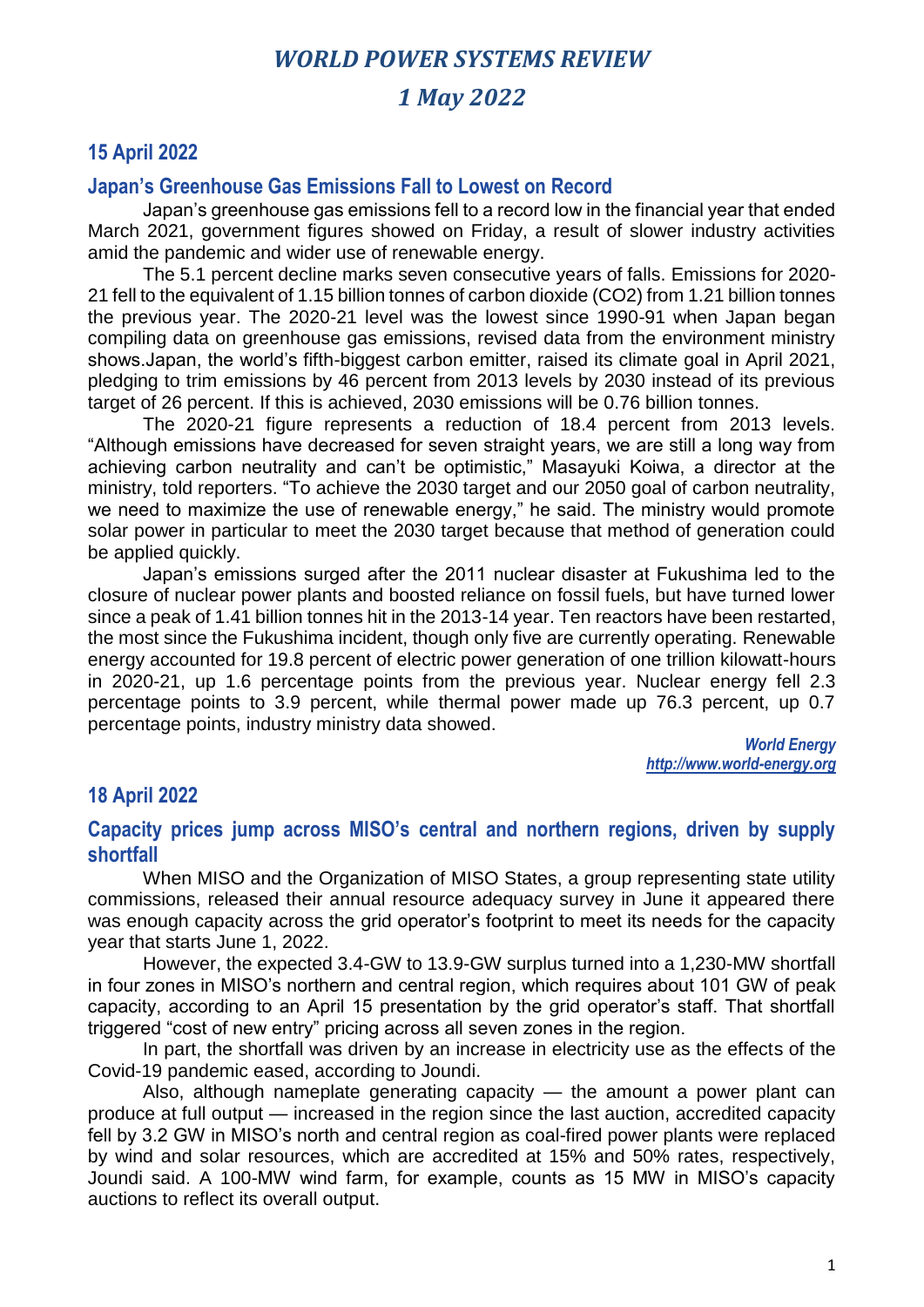# *WORLD POWER SYSTEMS REVIEW*

# *1 May 2022*

## 15 April 2022

### Japan's Greenhouse Gas Emissions Fall to Lowest on Record

Japan's greenhouse gas emissions fell to a record low in the financial year that ended March 2021, government figures showed on Friday, a result of slower industry activities amid the pandemic and wider use of renewable energy.

The 5.1 percent decline marks seven consecutive years of falls. Emissions for 2020-21 fell to the equivalent of 1.15 billion tonnes of carbon dioxide ($CO_2$) from 1.21 billion tonnes the previous year. The 2020-21 level was the lowest since 1990-91 when Japan began compiling data on greenhouse gas emissions, revised data from the environment ministry shows.Japan, the world's fifth-biggest carbon emitter, raised its climate goal in April 2021, pledging to trim emissions by 46 percent from 2013 levels by 2030 instead of its previous target of 26 percent. If this is achieved, 2030 emissions will be 0.76 billion tonnes.

The 2020-21 figure represents a reduction of 18.4 percent from 2013 levels. "Although emissions have decreased for seven straight years, we are still a long way from achieving carbon neutrality and can't be optimistic," Masayuki Koiwa, a director at the ministry, told reporters. "To achieve the 2030 target and our 2050 goal of carbon neutrality, we need to maximize the use of renewable energy," he said. The ministry would promote solar power in particular to meet the 2030 target because that method of generation could be applied quickly.

Japan's emissions surged after the 2011 nuclear disaster at Fukushima led to the closure of nuclear power plants and boosted reliance on fossil fuels, but have turned lower since a peak of 1.41 billion tonnes hit in the 2013-14 year. Ten reactors have been restarted, the most since the Fukushima incident, though only five are currently operating. Renewable energy accounted for 19.8 percent of electric power generation of one trillion kilowatt-hours in 2020-21, up 1.6 percentage points from the previous year. Nuclear energy fell 2.3 percentage points to 3.9 percent, while thermal power made up 76.3 percent, up 0.7 percentage points, industry ministry data showed.

*World Energy*
*http://www.world-energy.org*

## 18 April 2022

### Capacity prices jump across MISO's central and northern regions, driven by supply shortfall

When MISO and the Organization of MISO States, a group representing state utility commissions, released their annual resource adequacy survey in June it appeared there was enough capacity across the grid operator's footprint to meet its needs for the capacity year that starts June 1, 2022.

However, the expected 3.4-GW to 13.9-GW surplus turned into a 1,230-MW shortfall in four zones in MISO's northern and central region, which requires about 101 GW of peak capacity, according to an April 15 presentation by the grid operator's staff. That shortfall triggered "cost of new entry" pricing across all seven zones in the region.

In part, the shortfall was driven by an increase in electricity use as the effects of the Covid-19 pandemic eased, according to Joundi.

Also, although nameplate generating capacity — the amount a power plant can produce at full output — increased in the region since the last auction, accredited capacity fell by 3.2 GW in MISO's north and central region as coal-fired power plants were replaced by wind and solar resources, which are accredited at 15% and 50% rates, respectively, Joundi said. A 100-MW wind farm, for example, counts as 15 MW in MISO's capacity auctions to reflect its overall output.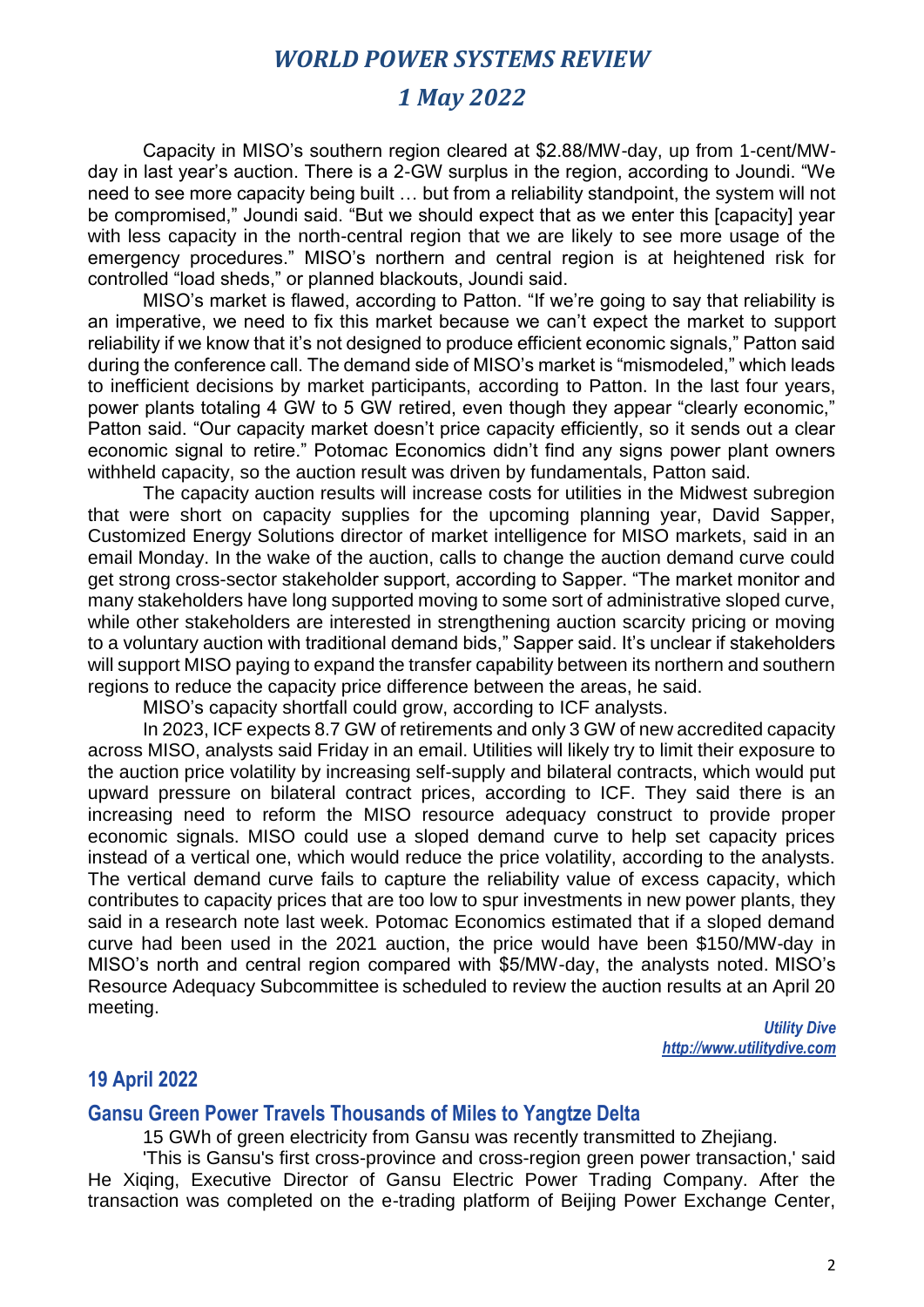Capacity in MISO's southern region cleared at $2.88/MW-day, up from 1-cent/MW-day in last year's auction. There is a 2-GW surplus in the region, according to Joundi. "We need to see more capacity being built … but from a reliability standpoint, the system will not be compromised," Joundi said. "But we should expect that as we enter this [capacity] year with less capacity in the north-central region that we are likely to see more usage of the emergency procedures." MISO's northern and central region is at heightened risk for controlled "load sheds," or planned blackouts, Joundi said.

MISO's market is flawed, according to Patton. "If we're going to say that reliability is an imperative, we need to fix this market because we can't expect the market to support reliability if we know that it's not designed to produce efficient economic signals," Patton said during the conference call. The demand side of MISO's market is "mismodeled," which leads to inefficient decisions by market participants, according to Patton. In the last four years, power plants totaling 4 GW to 5 GW retired, even though they appear "clearly economic," Patton said. "Our capacity market doesn't price capacity efficiently, so it sends out a clear economic signal to retire." Potomac Economics didn't find any signs power plant owners withheld capacity, so the auction result was driven by fundamentals, Patton said.

The capacity auction results will increase costs for utilities in the Midwest subregion that were short on capacity supplies for the upcoming planning year, David Sapper, Customized Energy Solutions director of market intelligence for MISO markets, said in an email Monday. In the wake of the auction, calls to change the auction demand curve could get strong cross-sector stakeholder support, according to Sapper. "The market monitor and many stakeholders have long supported moving to some sort of administrative sloped curve, while other stakeholders are interested in strengthening auction scarcity pricing or moving to a voluntary auction with traditional demand bids," Sapper said. It's unclear if stakeholders will support MISO paying to expand the transfer capability between its northern and southern regions to reduce the capacity price difference between the areas, he said.

MISO's capacity shortfall could grow, according to ICF analysts.

In 2023, ICF expects 8.7 GW of retirements and only 3 GW of new accredited capacity across MISO, analysts said Friday in an email. Utilities will likely try to limit their exposure to the auction price volatility by increasing self-supply and bilateral contracts, which would put upward pressure on bilateral contract prices, according to ICF. They said there is an increasing need to reform the MISO resource adequacy construct to provide proper economic signals. MISO could use a sloped demand curve to help set capacity prices instead of a vertical one, which would reduce the price volatility, according to the analysts. The vertical demand curve fails to capture the reliability value of excess capacity, which contributes to capacity prices that are too low to spur investments in new power plants, they said in a research note last week. Potomac Economics estimated that if a sloped demand curve had been used in the 2021 auction, the price would have been $150/MW-day in MISO's north and central region compared with $5/MW-day, the analysts noted. MISO's Resource Adequacy Subcommittee is scheduled to review the auction results at an April 20 meeting.

***Utility Dive***
***http://www.utilitydive.com***

## 19 April 2022

### Gansu Green Power Travels Thousands of Miles to Yangtze Delta

15 GWh of green electricity from Gansu was recently transmitted to Zhejiang.

'This is Gansu's first cross-province and cross-region green power transaction,' said He Xiqing, Executive Director of Gansu Electric Power Trading Company. After the transaction was completed on the e-trading platform of Beijing Power Exchange Center,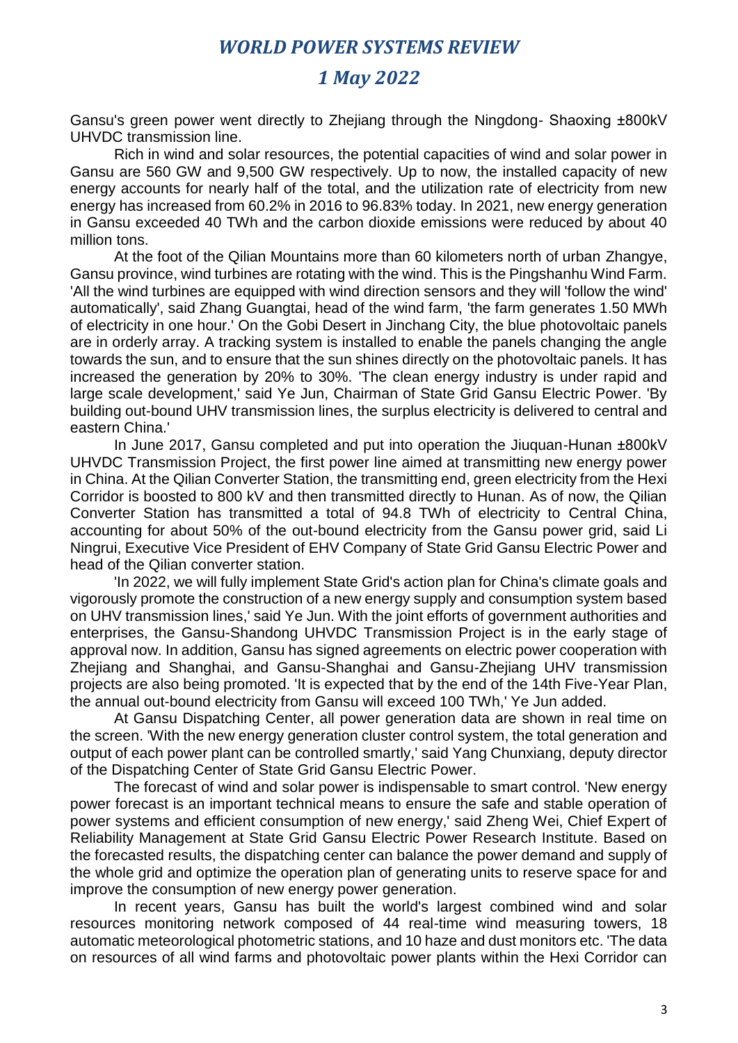Gansu's green power went directly to Zhejiang through the Ningdong- Shaoxing ±800kV UHVDC transmission line.

Rich in wind and solar resources, the potential capacities of wind and solar power in Gansu are 560 GW and 9,500 GW respectively. Up to now, the installed capacity of new energy accounts for nearly half of the total, and the utilization rate of electricity from new energy has increased from 60.2% in 2016 to 96.83% today. In 2021, new energy generation in Gansu exceeded 40 TWh and the carbon dioxide emissions were reduced by about 40 million tons.

At the foot of the Qilian Mountains more than 60 kilometers north of urban Zhangye, Gansu province, wind turbines are rotating with the wind. This is the Pingshanhu Wind Farm. 'All the wind turbines are equipped with wind direction sensors and they will 'follow the wind' automatically', said Zhang Guangtai, head of the wind farm, 'the farm generates 1.50 MWh of electricity in one hour.' On the Gobi Desert in Jinchang City, the blue photovoltaic panels are in orderly array. A tracking system is installed to enable the panels changing the angle towards the sun, and to ensure that the sun shines directly on the photovoltaic panels. It has increased the generation by 20% to 30%. 'The clean energy industry is under rapid and large scale development,' said Ye Jun, Chairman of State Grid Gansu Electric Power. 'By building out-bound UHV transmission lines, the surplus electricity is delivered to central and eastern China.'

In June 2017, Gansu completed and put into operation the Jiuquan-Hunan ±800kV UHVDC Transmission Project, the first power line aimed at transmitting new energy power in China. At the Qilian Converter Station, the transmitting end, green electricity from the Hexi Corridor is boosted to 800 kV and then transmitted directly to Hunan. As of now, the Qilian Converter Station has transmitted a total of 94.8 TWh of electricity to Central China, accounting for about 50% of the out-bound electricity from the Gansu power grid, said Li Ningrui, Executive Vice President of EHV Company of State Grid Gansu Electric Power and head of the Qilian converter station.

'In 2022, we will fully implement State Grid's action plan for China's climate goals and vigorously promote the construction of a new energy supply and consumption system based on UHV transmission lines,' said Ye Jun. With the joint efforts of government authorities and enterprises, the Gansu-Shandong UHVDC Transmission Project is in the early stage of approval now. In addition, Gansu has signed agreements on electric power cooperation with Zhejiang and Shanghai, and Gansu-Shanghai and Gansu-Zhejiang UHV transmission projects are also being promoted. 'It is expected that by the end of the 14th Five-Year Plan, the annual out-bound electricity from Gansu will exceed 100 TWh,' Ye Jun added.

At Gansu Dispatching Center, all power generation data are shown in real time on the screen. 'With the new energy generation cluster control system, the total generation and output of each power plant can be controlled smartly,' said Yang Chunxiang, deputy director of the Dispatching Center of State Grid Gansu Electric Power.

The forecast of wind and solar power is indispensable to smart control. 'New energy power forecast is an important technical means to ensure the safe and stable operation of power systems and efficient consumption of new energy,' said Zheng Wei, Chief Expert of Reliability Management at State Grid Gansu Electric Power Research Institute. Based on the forecasted results, the dispatching center can balance the power demand and supply of the whole grid and optimize the operation plan of generating units to reserve space for and improve the consumption of new energy power generation.

In recent years, Gansu has built the world's largest combined wind and solar resources monitoring network composed of 44 real-time wind measuring towers, 18 automatic meteorological photometric stations, and 10 haze and dust monitors etc. 'The data on resources of all wind farms and photovoltaic power plants within the Hexi Corridor can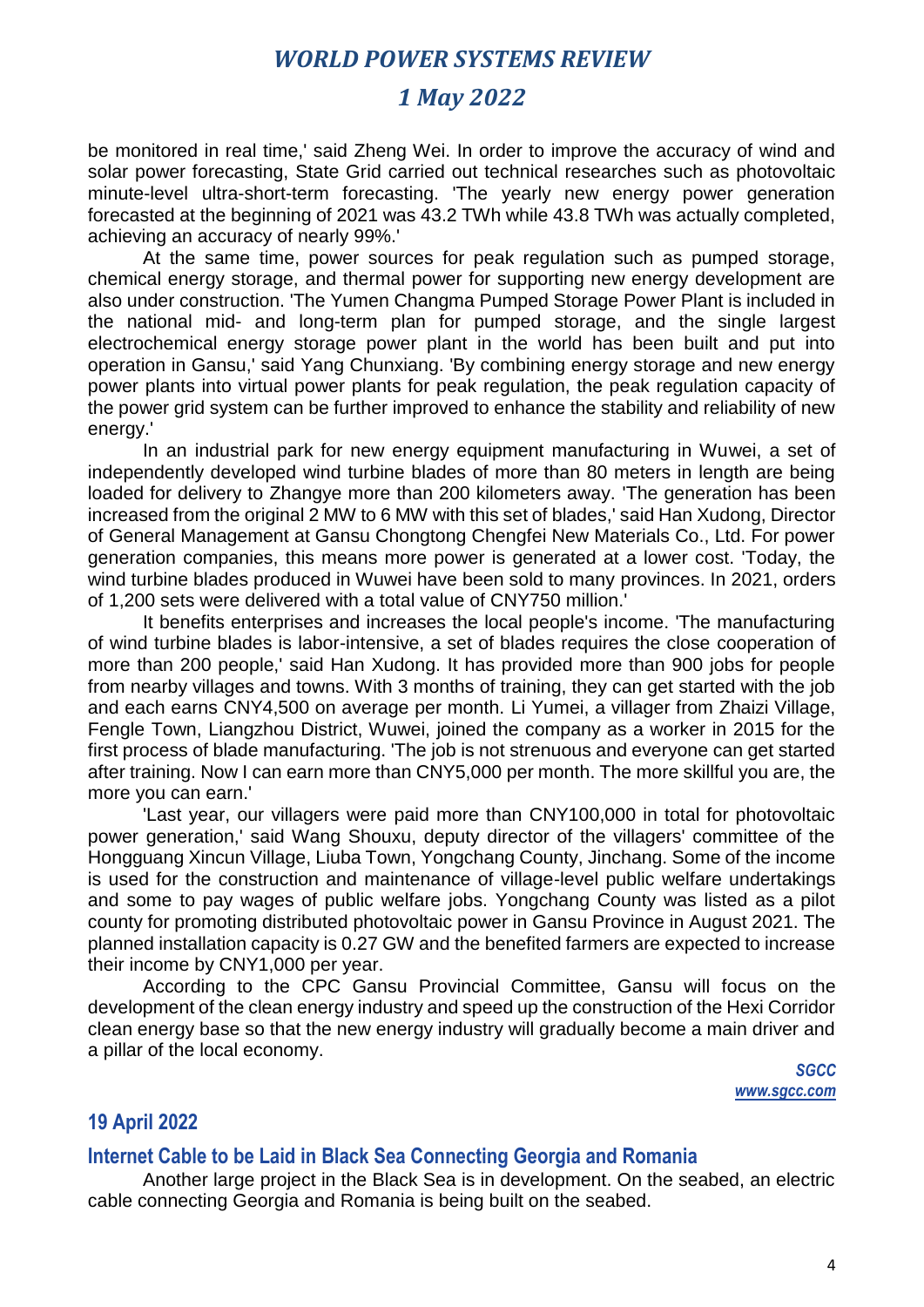be monitored in real time,' said Zheng Wei. In order to improve the accuracy of wind and solar power forecasting, State Grid carried out technical researches such as photovoltaic minute-level ultra-short-term forecasting. 'The yearly new energy power generation forecasted at the beginning of 2021 was 43.2 TWh while 43.8 TWh was actually completed, achieving an accuracy of nearly 99%.'

At the same time, power sources for peak regulation such as pumped storage, chemical energy storage, and thermal power for supporting new energy development are also under construction. 'The Yumen Changma Pumped Storage Power Plant is included in the national mid- and long-term plan for pumped storage, and the single largest electrochemical energy storage power plant in the world has been built and put into operation in Gansu,' said Yang Chunxiang. 'By combining energy storage and new energy power plants into virtual power plants for peak regulation, the peak regulation capacity of the power grid system can be further improved to enhance the stability and reliability of new energy.'

In an industrial park for new energy equipment manufacturing in Wuwei, a set of independently developed wind turbine blades of more than 80 meters in length are being loaded for delivery to Zhangye more than 200 kilometers away. 'The generation has been increased from the original 2 MW to 6 MW with this set of blades,' said Han Xudong, Director of General Management at Gansu Chongtong Chengfei New Materials Co., Ltd. For power generation companies, this means more power is generated at a lower cost. 'Today, the wind turbine blades produced in Wuwei have been sold to many provinces. In 2021, orders of 1,200 sets were delivered with a total value of CNY750 million.'

It benefits enterprises and increases the local people's income. 'The manufacturing of wind turbine blades is labor-intensive, a set of blades requires the close cooperation of more than 200 people,' said Han Xudong. It has provided more than 900 jobs for people from nearby villages and towns. With 3 months of training, they can get started with the job and each earns CNY4,500 on average per month. Li Yumei, a villager from Zhaizi Village, Fengle Town, Liangzhou District, Wuwei, joined the company as a worker in 2015 for the first process of blade manufacturing. 'The job is not strenuous and everyone can get started after training. Now I can earn more than CNY5,000 per month. The more skillful you are, the more you can earn.'

'Last year, our villagers were paid more than CNY100,000 in total for photovoltaic power generation,' said Wang Shouxu, deputy director of the villagers' committee of the Hongguang Xincun Village, Liuba Town, Yongchang County, Jinchang. Some of the income is used for the construction and maintenance of village-level public welfare undertakings and some to pay wages of public welfare jobs. Yongchang County was listed as a pilot county for promoting distributed photovoltaic power in Gansu Province in August 2021. The planned installation capacity is 0.27 GW and the benefited farmers are expected to increase their income by CNY1,000 per year.

According to the CPC Gansu Provincial Committee, Gansu will focus on the development of the clean energy industry and speed up the construction of the Hexi Corridor clean energy base so that the new energy industry will gradually become a main driver and a pillar of the local economy.

*SGCC*
*www.sgcc.com*

## 19 April 2022

### Internet Cable to be Laid in Black Sea Connecting Georgia and Romania

Another large project in the Black Sea is in development. On the seabed, an electric cable connecting Georgia and Romania is being built on the seabed.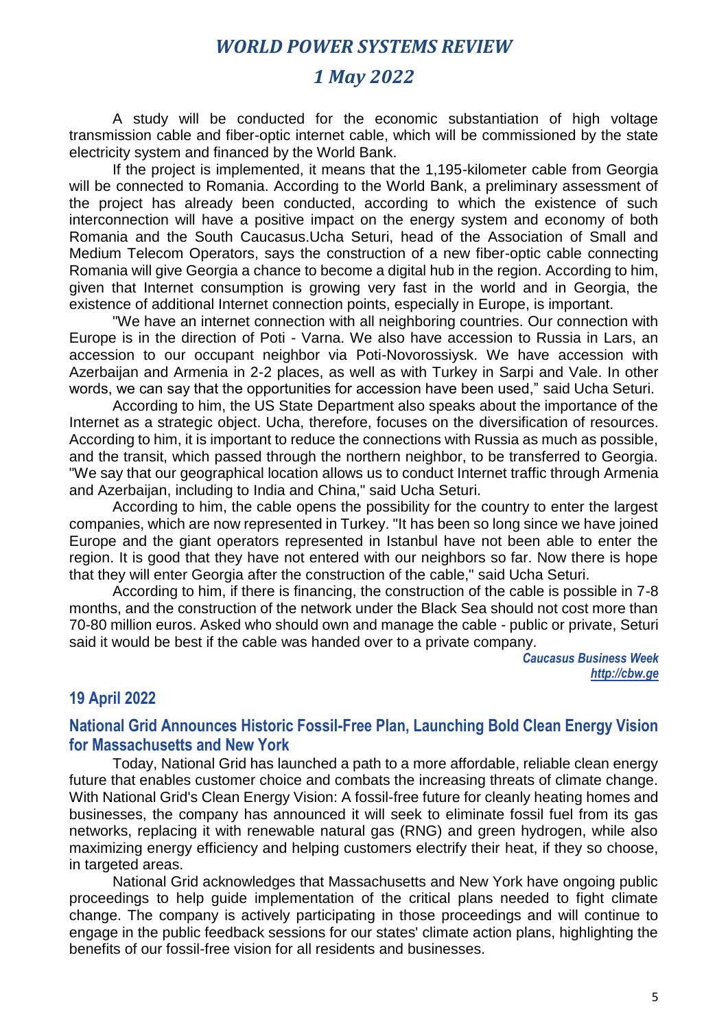A study will be conducted for the economic substantiation of high voltage transmission cable and fiber-optic internet cable, which will be commissioned by the state electricity system and financed by the World Bank.

If the project is implemented, it means that the 1,195-kilometer cable from Georgia will be connected to Romania. According to the World Bank, a preliminary assessment of the project has already been conducted, according to which the existence of such interconnection will have a positive impact on the energy system and economy of both Romania and the South Caucasus.Ucha Seturi, head of the Association of Small and Medium Telecom Operators, says the construction of a new fiber-optic cable connecting Romania will give Georgia a chance to become a digital hub in the region. According to him, given that Internet consumption is growing very fast in the world and in Georgia, the existence of additional Internet connection points, especially in Europe, is important.

"We have an internet connection with all neighboring countries. Our connection with Europe is in the direction of Poti - Varna. We also have accession to Russia in Lars, an accession to our occupant neighbor via Poti-Novorossiysk. We have accession with Azerbaijan and Armenia in 2-2 places, as well as with Turkey in Sarpi and Vale. In other words, we can say that the opportunities for accession have been used," said Ucha Seturi.

According to him, the US State Department also speaks about the importance of the Internet as a strategic object. Ucha, therefore, focuses on the diversification of resources. According to him, it is important to reduce the connections with Russia as much as possible, and the transit, which passed through the northern neighbor, to be transferred to Georgia. "We say that our geographical location allows us to conduct Internet traffic through Armenia and Azerbaijan, including to India and China," said Ucha Seturi.

According to him, the cable opens the possibility for the country to enter the largest companies, which are now represented in Turkey. "It has been so long since we have joined Europe and the giant operators represented in Istanbul have not been able to enter the region. It is good that they have not entered with our neighbors so far. Now there is hope that they will enter Georgia after the construction of the cable," said Ucha Seturi.

According to him, if there is financing, the construction of the cable is possible in 7-8 months, and the construction of the network under the Black Sea should not cost more than 70-80 million euros. Asked who should own and manage the cable - public or private, Seturi said it would be best if the cable was handed over to a private company.

*Caucasus Business Week*
*http://cbw.ge*

## 19 April 2022

### National Grid Announces Historic Fossil-Free Plan, Launching Bold Clean Energy Vision for Massachusetts and New York

Today, National Grid has launched a path to a more affordable, reliable clean energy future that enables customer choice and combats the increasing threats of climate change. With National Grid's Clean Energy Vision: A fossil-free future for cleanly heating homes and businesses, the company has announced it will seek to eliminate fossil fuel from its gas networks, replacing it with renewable natural gas (RNG) and green hydrogen, while also maximizing energy efficiency and helping customers electrify their heat, if they so choose, in targeted areas.

National Grid acknowledges that Massachusetts and New York have ongoing public proceedings to help guide implementation of the critical plans needed to fight climate change. The company is actively participating in those proceedings and will continue to engage in the public feedback sessions for our states' climate action plans, highlighting the benefits of our fossil-free vision for all residents and businesses.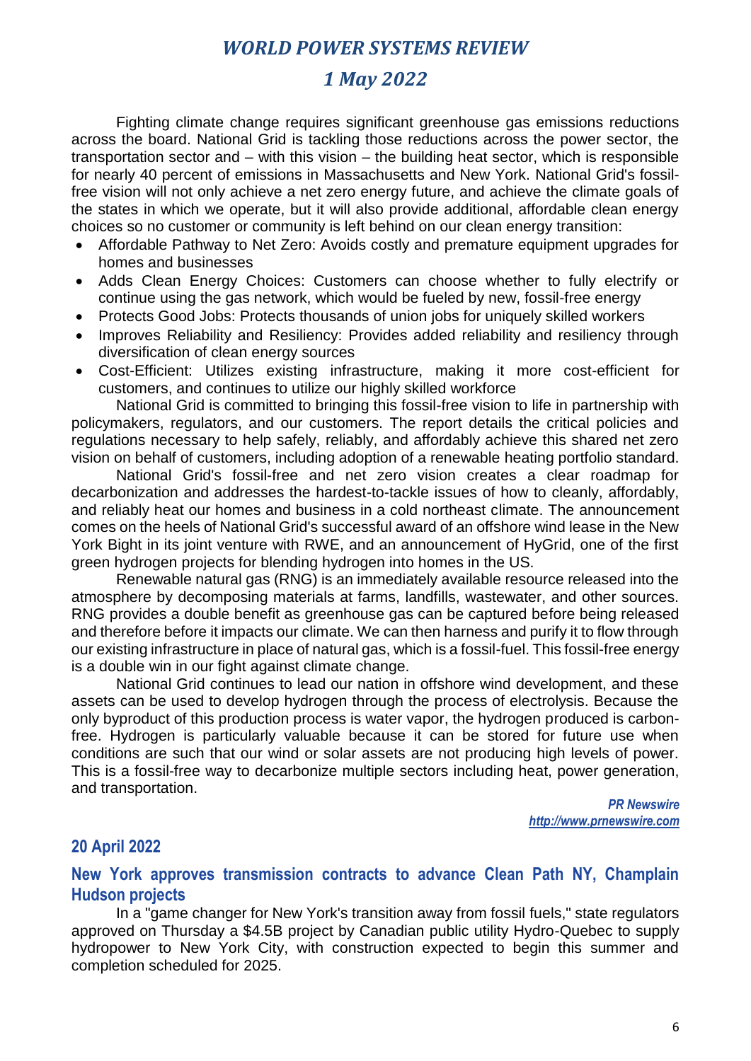Fighting climate change requires significant greenhouse gas emissions reductions across the board. National Grid is tackling those reductions across the power sector, the transportation sector and – with this vision – the building heat sector, which is responsible for nearly 40 percent of emissions in Massachusetts and New York. National Grid's fossil-free vision will not only achieve a net zero energy future, and achieve the climate goals of the states in which we operate, but it will also provide additional, affordable clean energy choices so no customer or community is left behind on our clean energy transition:

- Affordable Pathway to Net Zero: Avoids costly and premature equipment upgrades for homes and businesses
- Adds Clean Energy Choices: Customers can choose whether to fully electrify or continue using the gas network, which would be fueled by new, fossil-free energy
- Protects Good Jobs: Protects thousands of union jobs for uniquely skilled workers
- Improves Reliability and Resiliency: Provides added reliability and resiliency through diversification of clean energy sources
- Cost-Efficient: Utilizes existing infrastructure, making it more cost-efficient for customers, and continues to utilize our highly skilled workforce

National Grid is committed to bringing this fossil-free vision to life in partnership with policymakers, regulators, and our customers. The report details the critical policies and regulations necessary to help safely, reliably, and affordably achieve this shared net zero vision on behalf of customers, including adoption of a renewable heating portfolio standard.

National Grid's fossil-free and net zero vision creates a clear roadmap for decarbonization and addresses the hardest-to-tackle issues of how to cleanly, affordably, and reliably heat our homes and business in a cold northeast climate. The announcement comes on the heels of National Grid's successful award of an offshore wind lease in the New York Bight in its joint venture with RWE, and an announcement of HyGrid, one of the first green hydrogen projects for blending hydrogen into homes in the US.

Renewable natural gas (RNG) is an immediately available resource released into the atmosphere by decomposing materials at farms, landfills, wastewater, and other sources. RNG provides a double benefit as greenhouse gas can be captured before being released and therefore before it impacts our climate. We can then harness and purify it to flow through our existing infrastructure in place of natural gas, which is a fossil-fuel. This fossil-free energy is a double win in our fight against climate change.

National Grid continues to lead our nation in offshore wind development, and these assets can be used to develop hydrogen through the process of electrolysis. Because the only byproduct of this production process is water vapor, the hydrogen produced is carbon-free. Hydrogen is particularly valuable because it can be stored for future use when conditions are such that our wind or solar assets are not producing high levels of power. This is a fossil-free way to decarbonize multiple sectors including heat, power generation, and transportation.

*PR Newswire*
*http://www.prnewswire.com*

## 20 April 2022

### New York approves transmission contracts to advance Clean Path NY, Champlain Hudson projects

In a "game changer for New York's transition away from fossil fuels," state regulators approved on Thursday a $4.5B project by Canadian public utility Hydro-Quebec to supply hydropower to New York City, with construction expected to begin this summer and completion scheduled for 2025.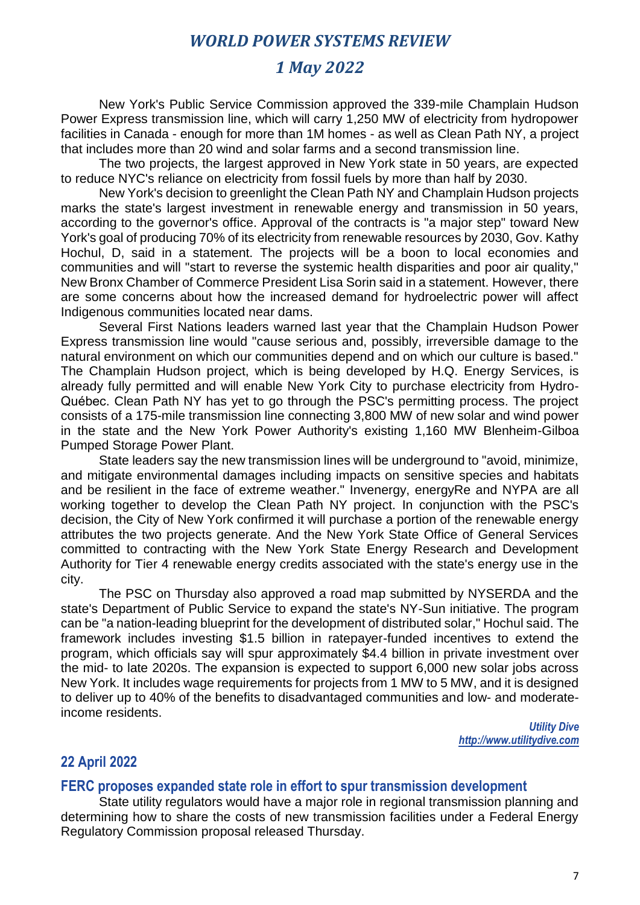New York's Public Service Commission approved the 339-mile Champlain Hudson Power Express transmission line, which will carry 1,250 MW of electricity from hydropower facilities in Canada - enough for more than 1M homes - as well as Clean Path NY, a project that includes more than 20 wind and solar farms and a second transmission line.

The two projects, the largest approved in New York state in 50 years, are expected to reduce NYC's reliance on electricity from fossil fuels by more than half by 2030.

New York's decision to greenlight the Clean Path NY and Champlain Hudson projects marks the state's largest investment in renewable energy and transmission in 50 years, according to the governor's office. Approval of the contracts is "a major step" toward New York's goal of producing 70% of its electricity from renewable resources by 2030, Gov. Kathy Hochul, D, said in a statement. The projects will be a boon to local economies and communities and will "start to reverse the systemic health disparities and poor air quality," New Bronx Chamber of Commerce President Lisa Sorin said in a statement. However, there are some concerns about how the increased demand for hydroelectric power will affect Indigenous communities located near dams.

Several First Nations leaders warned last year that the Champlain Hudson Power Express transmission line would "cause serious and, possibly, irreversible damage to the natural environment on which our communities depend and on which our culture is based." The Champlain Hudson project, which is being developed by H.Q. Energy Services, is already fully permitted and will enable New York City to purchase electricity from Hydro-Québec. Clean Path NY has yet to go through the PSC's permitting process. The project consists of a 175-mile transmission line connecting 3,800 MW of new solar and wind power in the state and the New York Power Authority's existing 1,160 MW Blenheim-Gilboa Pumped Storage Power Plant.

State leaders say the new transmission lines will be underground to "avoid, minimize, and mitigate environmental damages including impacts on sensitive species and habitats and be resilient in the face of extreme weather." Invenergy, energyRe and NYPA are all working together to develop the Clean Path NY project. In conjunction with the PSC's decision, the City of New York confirmed it will purchase a portion of the renewable energy attributes the two projects generate. And the New York State Office of General Services committed to contracting with the New York State Energy Research and Development Authority for Tier 4 renewable energy credits associated with the state's energy use in the city.

The PSC on Thursday also approved a road map submitted by NYSERDA and the state's Department of Public Service to expand the state's NY-Sun initiative. The program can be "a nation-leading blueprint for the development of distributed solar," Hochul said. The framework includes investing $1.5 billion in ratepayer-funded incentives to extend the program, which officials say will spur approximately $4.4 billion in private investment over the mid- to late 2020s. The expansion is expected to support 6,000 new solar jobs across New York. It includes wage requirements for projects from 1 MW to 5 MW, and it is designed to deliver up to 40% of the benefits to disadvantaged communities and low- and moderate-income residents.

***Utility Dive***
***http://www.utilitydive.com***

## 22 April 2022

### FERC proposes expanded state role in effort to spur transmission development

State utility regulators would have a major role in regional transmission planning and determining how to share the costs of new transmission facilities under a Federal Energy Regulatory Commission proposal released Thursday.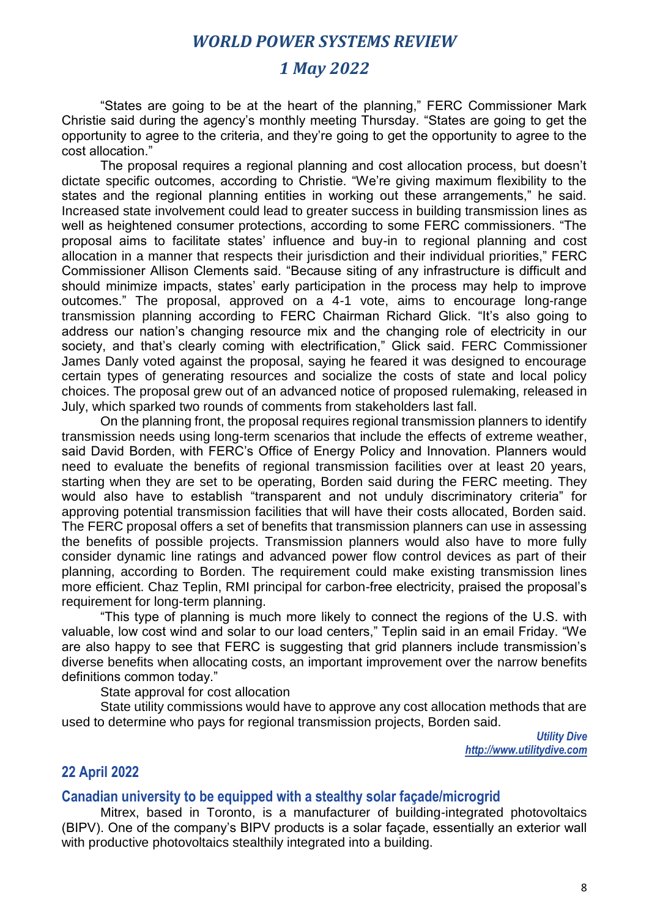"States are going to be at the heart of the planning," FERC Commissioner Mark Christie said during the agency's monthly meeting Thursday. "States are going to get the opportunity to agree to the criteria, and they're going to get the opportunity to agree to the cost allocation."

The proposal requires a regional planning and cost allocation process, but doesn't dictate specific outcomes, according to Christie. "We're giving maximum flexibility to the states and the regional planning entities in working out these arrangements," he said. Increased state involvement could lead to greater success in building transmission lines as well as heightened consumer protections, according to some FERC commissioners. "The proposal aims to facilitate states' influence and buy-in to regional planning and cost allocation in a manner that respects their jurisdiction and their individual priorities," FERC Commissioner Allison Clements said. "Because siting of any infrastructure is difficult and should minimize impacts, states' early participation in the process may help to improve outcomes." The proposal, approved on a 4-1 vote, aims to encourage long-range transmission planning according to FERC Chairman Richard Glick. "It's also going to address our nation's changing resource mix and the changing role of electricity in our society, and that's clearly coming with electrification," Glick said. FERC Commissioner James Danly voted against the proposal, saying he feared it was designed to encourage certain types of generating resources and socialize the costs of state and local policy choices. The proposal grew out of an advanced notice of proposed rulemaking, released in July, which sparked two rounds of comments from stakeholders last fall.

On the planning front, the proposal requires regional transmission planners to identify transmission needs using long-term scenarios that include the effects of extreme weather, said David Borden, with FERC's Office of Energy Policy and Innovation. Planners would need to evaluate the benefits of regional transmission facilities over at least 20 years, starting when they are set to be operating, Borden said during the FERC meeting. They would also have to establish "transparent and not unduly discriminatory criteria" for approving potential transmission facilities that will have their costs allocated, Borden said. The FERC proposal offers a set of benefits that transmission planners can use in assessing the benefits of possible projects. Transmission planners would also have to more fully consider dynamic line ratings and advanced power flow control devices as part of their planning, according to Borden. The requirement could make existing transmission lines more efficient. Chaz Teplin, RMI principal for carbon-free electricity, praised the proposal's requirement for long-term planning.

"This type of planning is much more likely to connect the regions of the U.S. with valuable, low cost wind and solar to our load centers," Teplin said in an email Friday. "We are also happy to see that FERC is suggesting that grid planners include transmission's diverse benefits when allocating costs, an important improvement over the narrow benefits definitions common today."

State approval for cost allocation

State utility commissions would have to approve any cost allocation methods that are used to determine who pays for regional transmission projects, Borden said.

*Utility Dive*
*http://www.utilitydive.com*

## 22 April 2022

### Canadian university to be equipped with a stealthy solar façade/microgrid

Mitrex, based in Toronto, is a manufacturer of building-integrated photovoltaics (BIPV). One of the company's BIPV products is a solar façade, essentially an exterior wall with productive photovoltaics stealthily integrated into a building.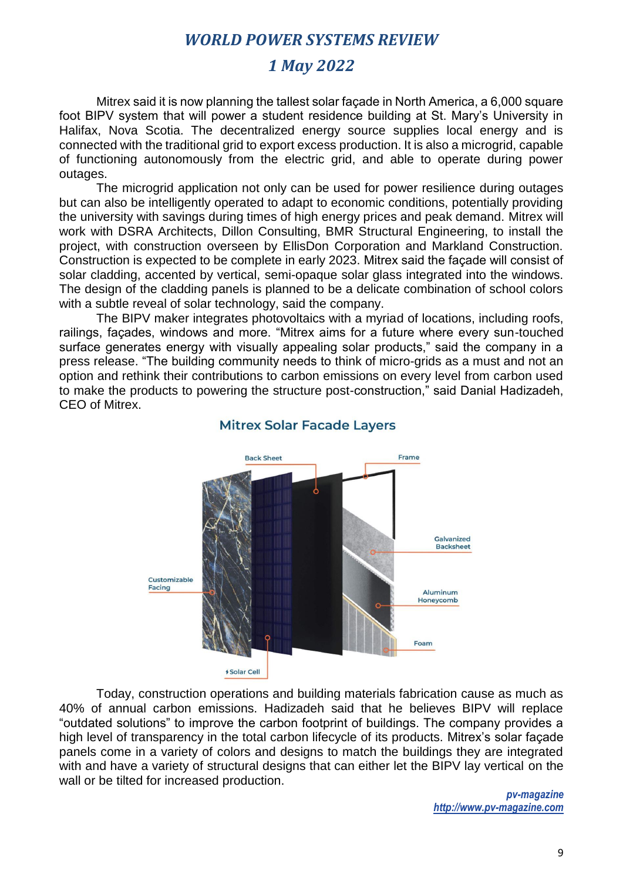Mitrex said it is now planning the tallest solar façade in North America, a 6,000 square foot BIPV system that will power a student residence building at St. Mary's University in Halifax, Nova Scotia. The decentralized energy source supplies local energy and is connected with the traditional grid to export excess production. It is also a microgrid, capable of functioning autonomously from the electric grid, and able to operate during power outages.

The microgrid application not only can be used for power resilience during outages but can also be intelligently operated to adapt to economic conditions, potentially providing the university with savings during times of high energy prices and peak demand. Mitrex will work with DSRA Architects, Dillon Consulting, BMR Structural Engineering, to install the project, with construction overseen by EllisDon Corporation and Markland Construction. Construction is expected to be complete in early 2023. Mitrex said the façade will consist of solar cladding, accented by vertical, semi-opaque solar glass integrated into the windows. The design of the cladding panels is planned to be a delicate combination of school colors with a subtle reveal of solar technology, said the company.

The BIPV maker integrates photovoltaics with a myriad of locations, including roofs, railings, façades, windows and more. "Mitrex aims for a future where every sun-touched surface generates energy with visually appealing solar products," said the company in a press release. "The building community needs to think of micro-grids as a must and not an option and rethink their contributions to carbon emissions on every level from carbon used to make the products to powering the structure post-construction," said Danial Hadizadeh, CEO of Mitrex.

**Mitrex Solar Facade Layers**

Customizable Facing, Solar Cell, Back Sheet, Frame, Galvanized Backsheet, Aluminum Honeycomb, Foam

Today, construction operations and building materials fabrication cause as much as 40% of annual carbon emissions. Hadizadeh said that he believes BIPV will replace "outdated solutions" to improve the carbon footprint of buildings. The company provides a high level of transparency in the total carbon lifecycle of its products. Mitrex's solar façade panels come in a variety of colors and designs to match the buildings they are integrated with and have a variety of structural designs that can either let the BIPV lay vertical on the wall or be tilted for increased production.

*pv-magazine*
*http://www.pv-magazine.com*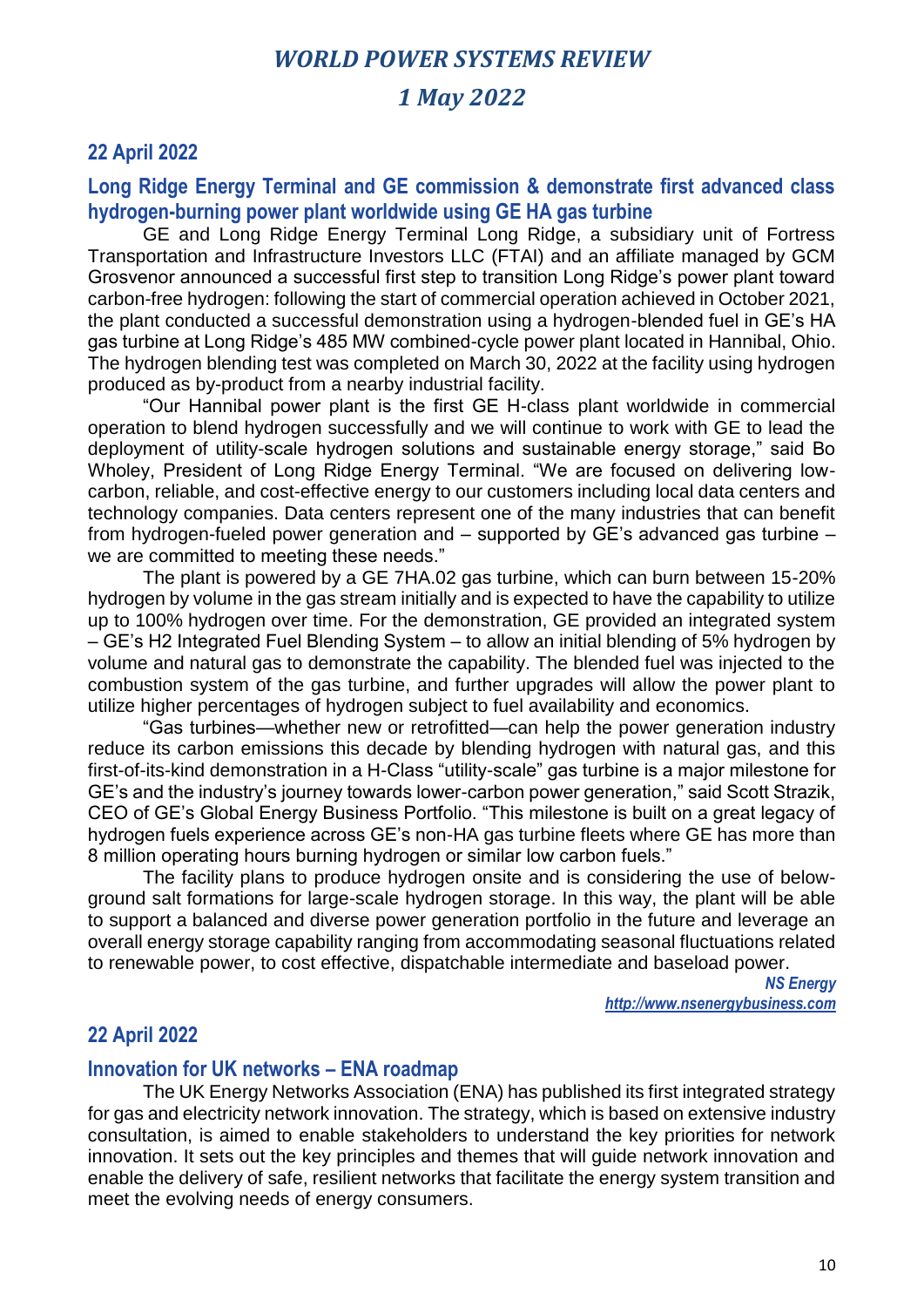## 22 April 2022

### Long Ridge Energy Terminal and GE commission & demonstrate first advanced class hydrogen-burning power plant worldwide using GE HA gas turbine

GE and Long Ridge Energy Terminal Long Ridge, a subsidiary unit of Fortress Transportation and Infrastructure Investors LLC (FTAI) and an affiliate managed by GCM Grosvenor announced a successful first step to transition Long Ridge's power plant toward carbon-free hydrogen: following the start of commercial operation achieved in October 2021, the plant conducted a successful demonstration using a hydrogen-blended fuel in GE's HA gas turbine at Long Ridge's 485 MW combined-cycle power plant located in Hannibal, Ohio. The hydrogen blending test was completed on March 30, 2022 at the facility using hydrogen produced as by-product from a nearby industrial facility.

"Our Hannibal power plant is the first GE H-class plant worldwide in commercial operation to blend hydrogen successfully and we will continue to work with GE to lead the deployment of utility-scale hydrogen solutions and sustainable energy storage," said Bo Wholey, President of Long Ridge Energy Terminal. "We are focused on delivering low-carbon, reliable, and cost-effective energy to our customers including local data centers and technology companies. Data centers represent one of the many industries that can benefit from hydrogen-fueled power generation and – supported by GE's advanced gas turbine – we are committed to meeting these needs."

The plant is powered by a GE 7HA.02 gas turbine, which can burn between 15-20% hydrogen by volume in the gas stream initially and is expected to have the capability to utilize up to 100% hydrogen over time. For the demonstration, GE provided an integrated system – GE's H2 Integrated Fuel Blending System – to allow an initial blending of 5% hydrogen by volume and natural gas to demonstrate the capability. The blended fuel was injected to the combustion system of the gas turbine, and further upgrades will allow the power plant to utilize higher percentages of hydrogen subject to fuel availability and economics.

"Gas turbines—whether new or retrofitted—can help the power generation industry reduce its carbon emissions this decade by blending hydrogen with natural gas, and this first-of-its-kind demonstration in a H-Class "utility-scale" gas turbine is a major milestone for GE's and the industry's journey towards lower-carbon power generation," said Scott Strazik, CEO of GE's Global Energy Business Portfolio. "This milestone is built on a great legacy of hydrogen fuels experience across GE's non-HA gas turbine fleets where GE has more than 8 million operating hours burning hydrogen or similar low carbon fuels."

The facility plans to produce hydrogen onsite and is considering the use of below-ground salt formations for large-scale hydrogen storage. In this way, the plant will be able to support a balanced and diverse power generation portfolio in the future and leverage an overall energy storage capability ranging from accommodating seasonal fluctuations related to renewable power, to cost effective, dispatchable intermediate and baseload power.

*NS Energy*
*http://www.nsenergybusiness.com*

## 22 April 2022

### Innovation for UK networks – ENA roadmap

The UK Energy Networks Association (ENA) has published its first integrated strategy for gas and electricity network innovation. The strategy, which is based on extensive industry consultation, is aimed to enable stakeholders to understand the key priorities for network innovation. It sets out the key principles and themes that will guide network innovation and enable the delivery of safe, resilient networks that facilitate the energy system transition and meet the evolving needs of energy consumers.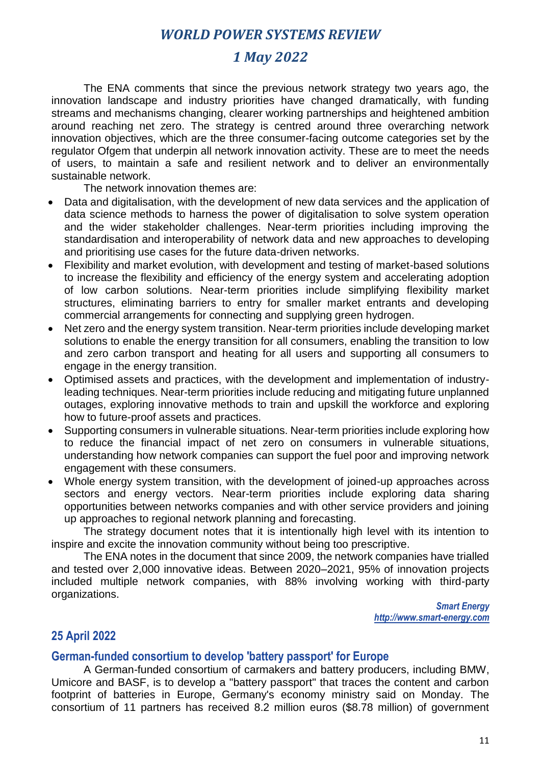The ENA comments that since the previous network strategy two years ago, the innovation landscape and industry priorities have changed dramatically, with funding streams and mechanisms changing, clearer working partnerships and heightened ambition around reaching net zero. The strategy is centred around three overarching network innovation objectives, which are the three consumer-facing outcome categories set by the regulator Ofgem that underpin all network innovation activity. These are to meet the needs of users, to maintain a safe and resilient network and to deliver an environmentally sustainable network.

The network innovation themes are:

- Data and digitalisation, with the development of new data services and the application of data science methods to harness the power of digitalisation to solve system operation and the wider stakeholder challenges. Near-term priorities including improving the standardisation and interoperability of network data and new approaches to developing and prioritising use cases for the future data-driven networks.
- Flexibility and market evolution, with development and testing of market-based solutions to increase the flexibility and efficiency of the energy system and accelerating adoption of low carbon solutions. Near-term priorities include simplifying flexibility market structures, eliminating barriers to entry for smaller market entrants and developing commercial arrangements for connecting and supplying green hydrogen.
- Net zero and the energy system transition. Near-term priorities include developing market solutions to enable the energy transition for all consumers, enabling the transition to low and zero carbon transport and heating for all users and supporting all consumers to engage in the energy transition.
- Optimised assets and practices, with the development and implementation of industry-leading techniques. Near-term priorities include reducing and mitigating future unplanned outages, exploring innovative methods to train and upskill the workforce and exploring how to future-proof assets and practices.
- Supporting consumers in vulnerable situations. Near-term priorities include exploring how to reduce the financial impact of net zero on consumers in vulnerable situations, understanding how network companies can support the fuel poor and improving network engagement with these consumers.
- Whole energy system transition, with the development of joined-up approaches across sectors and energy vectors. Near-term priorities include exploring data sharing opportunities between networks companies and with other service providers and joining up approaches to regional network planning and forecasting.

The strategy document notes that it is intentionally high level with its intention to inspire and excite the innovation community without being too prescriptive.

The ENA notes in the document that since 2009, the network companies have trialled and tested over 2,000 innovative ideas. Between 2020–2021, 95% of innovation projects included multiple network companies, with 88% involving working with third-party organizations.

*Smart Energy*
*http://www.smart-energy.com*

## 25 April 2022

### German-funded consortium to develop 'battery passport' for Europe

A German-funded consortium of carmakers and battery producers, including BMW, Umicore and BASF, is to develop a "battery passport" that traces the content and carbon footprint of batteries in Europe, Germany's economy ministry said on Monday. The consortium of 11 partners has received 8.2 million euros ($8.78 million) of government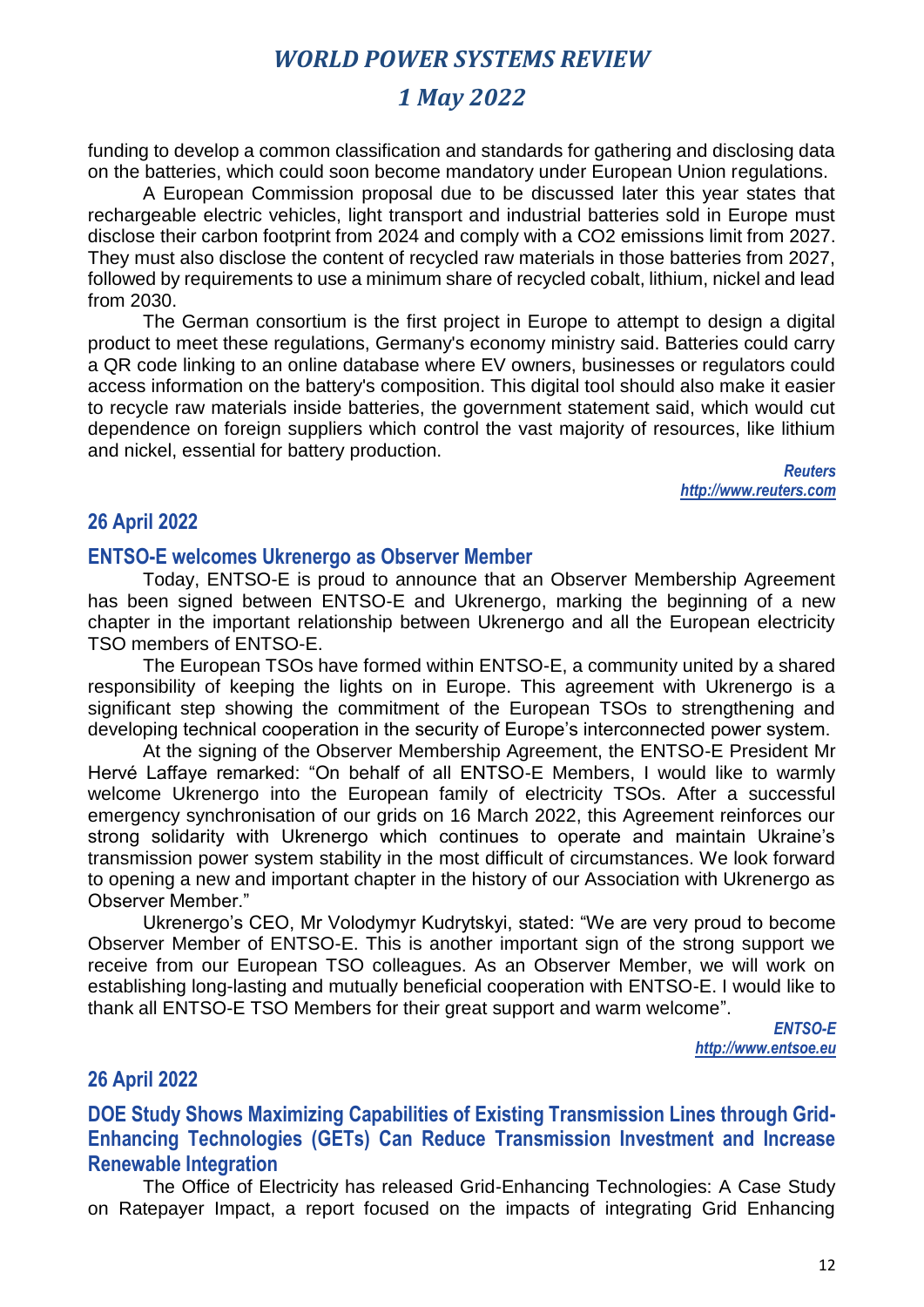funding to develop a common classification and standards for gathering and disclosing data on the batteries, which could soon become mandatory under European Union regulations.

A European Commission proposal due to be discussed later this year states that rechargeable electric vehicles, light transport and industrial batteries sold in Europe must disclose their carbon footprint from 2024 and comply with a $CO_2$ emissions limit from 2027. They must also disclose the content of recycled raw materials in those batteries from 2027, followed by requirements to use a minimum share of recycled cobalt, lithium, nickel and lead from 2030.

The German consortium is the first project in Europe to attempt to design a digital product to meet these regulations, Germany's economy ministry said. Batteries could carry a QR code linking to an online database where EV owners, businesses or regulators could access information on the battery's composition. This digital tool should also make it easier to recycle raw materials inside batteries, the government statement said, which would cut dependence on foreign suppliers which control the vast majority of resources, like lithium and nickel, essential for battery production.

*Reuters*
*http://www.reuters.com*

## 26 April 2022

### ENTSO-E welcomes Ukrenergo as Observer Member

Today, ENTSO-E is proud to announce that an Observer Membership Agreement has been signed between ENTSO-E and Ukrenergo, marking the beginning of a new chapter in the important relationship between Ukrenergo and all the European electricity TSO members of ENTSO-E.

The European TSOs have formed within ENTSO-E, a community united by a shared responsibility of keeping the lights on in Europe. This agreement with Ukrenergo is a significant step showing the commitment of the European TSOs to strengthening and developing technical cooperation in the security of Europe's interconnected power system.

At the signing of the Observer Membership Agreement, the ENTSO-E President Mr Hervé Laffaye remarked: "On behalf of all ENTSO-E Members, I would like to warmly welcome Ukrenergo into the European family of electricity TSOs. After a successful emergency synchronisation of our grids on 16 March 2022, this Agreement reinforces our strong solidarity with Ukrenergo which continues to operate and maintain Ukraine's transmission power system stability in the most difficult of circumstances. We look forward to opening a new and important chapter in the history of our Association with Ukrenergo as Observer Member."

Ukrenergo's CEO, Mr Volodymyr Kudrytskyi, stated: "We are very proud to become Observer Member of ENTSO-E. This is another important sign of the strong support we receive from our European TSO colleagues. As an Observer Member, we will work on establishing long-lasting and mutually beneficial cooperation with ENTSO-E. I would like to thank all ENTSO-E TSO Members for their great support and warm welcome".

*ENTSO-E*
*http://www.entsoe.eu*

## 26 April 2022

### DOE Study Shows Maximizing Capabilities of Existing Transmission Lines through Grid-Enhancing Technologies (GETs) Can Reduce Transmission Investment and Increase Renewable Integration

The Office of Electricity has released Grid-Enhancing Technologies: A Case Study on Ratepayer Impact, a report focused on the impacts of integrating Grid Enhancing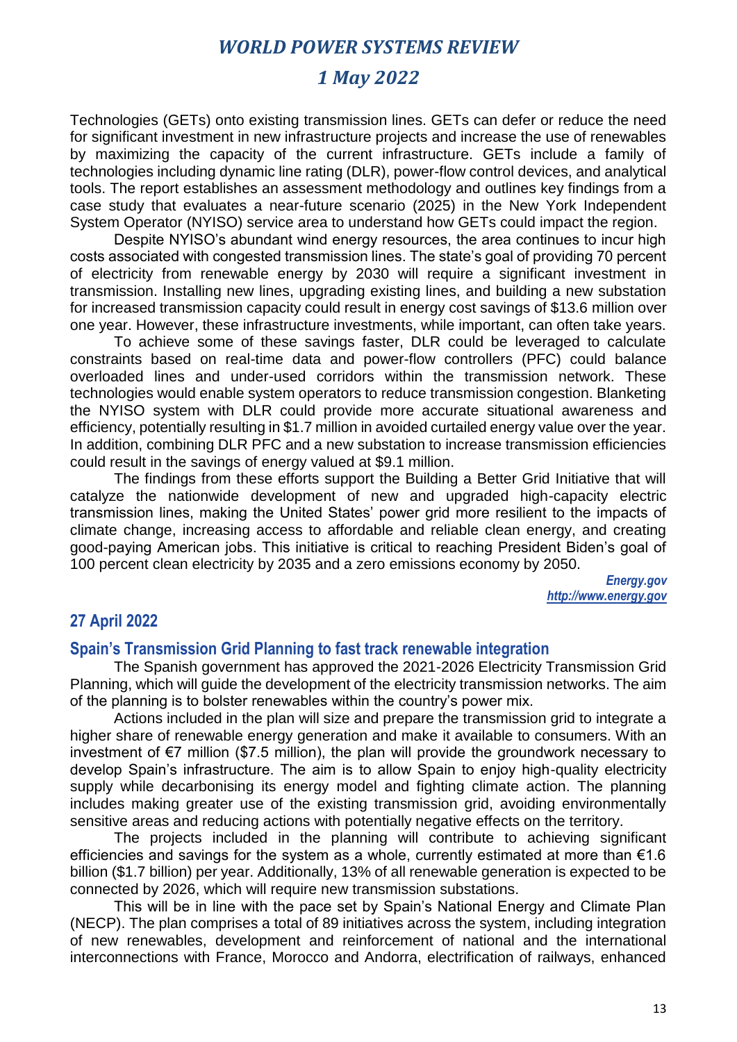Technologies (GETs) onto existing transmission lines. GETs can defer or reduce the need for significant investment in new infrastructure projects and increase the use of renewables by maximizing the capacity of the current infrastructure. GETs include a family of technologies including dynamic line rating (DLR), power-flow control devices, and analytical tools. The report establishes an assessment methodology and outlines key findings from a case study that evaluates a near-future scenario (2025) in the New York Independent System Operator (NYISO) service area to understand how GETs could impact the region.

Despite NYISO's abundant wind energy resources, the area continues to incur high costs associated with congested transmission lines. The state's goal of providing 70 percent of electricity from renewable energy by 2030 will require a significant investment in transmission. Installing new lines, upgrading existing lines, and building a new substation for increased transmission capacity could result in energy cost savings of $13.6 million over one year. However, these infrastructure investments, while important, can often take years.

To achieve some of these savings faster, DLR could be leveraged to calculate constraints based on real-time data and power-flow controllers (PFC) could balance overloaded lines and under-used corridors within the transmission network. These technologies would enable system operators to reduce transmission congestion. Blanketing the NYISO system with DLR could provide more accurate situational awareness and efficiency, potentially resulting in $1.7 million in avoided curtailed energy value over the year. In addition, combining DLR PFC and a new substation to increase transmission efficiencies could result in the savings of energy valued at $9.1 million.

The findings from these efforts support the Building a Better Grid Initiative that will catalyze the nationwide development of new and upgraded high-capacity electric transmission lines, making the United States' power grid more resilient to the impacts of climate change, increasing access to affordable and reliable clean energy, and creating good-paying American jobs. This initiative is critical to reaching President Biden's goal of 100 percent clean electricity by 2035 and a zero emissions economy by 2050.

***Energy.gov***
***http://www.energy.gov***

## 27 April 2022

### Spain's Transmission Grid Planning to fast track renewable integration

The Spanish government has approved the 2021-2026 Electricity Transmission Grid Planning, which will guide the development of the electricity transmission networks. The aim of the planning is to bolster renewables within the country's power mix.

Actions included in the plan will size and prepare the transmission grid to integrate a higher share of renewable energy generation and make it available to consumers. With an investment of €7 million ($7.5 million), the plan will provide the groundwork necessary to develop Spain's infrastructure. The aim is to allow Spain to enjoy high-quality electricity supply while decarbonising its energy model and fighting climate action. The planning includes making greater use of the existing transmission grid, avoiding environmentally sensitive areas and reducing actions with potentially negative effects on the territory.

The projects included in the planning will contribute to achieving significant efficiencies and savings for the system as a whole, currently estimated at more than €1.6 billion ($1.7 billion) per year. Additionally, 13% of all renewable generation is expected to be connected by 2026, which will require new transmission substations.

This will be in line with the pace set by Spain's National Energy and Climate Plan (NECP). The plan comprises a total of 89 initiatives across the system, including integration of new renewables, development and reinforcement of national and the international interconnections with France, Morocco and Andorra, electrification of railways, enhanced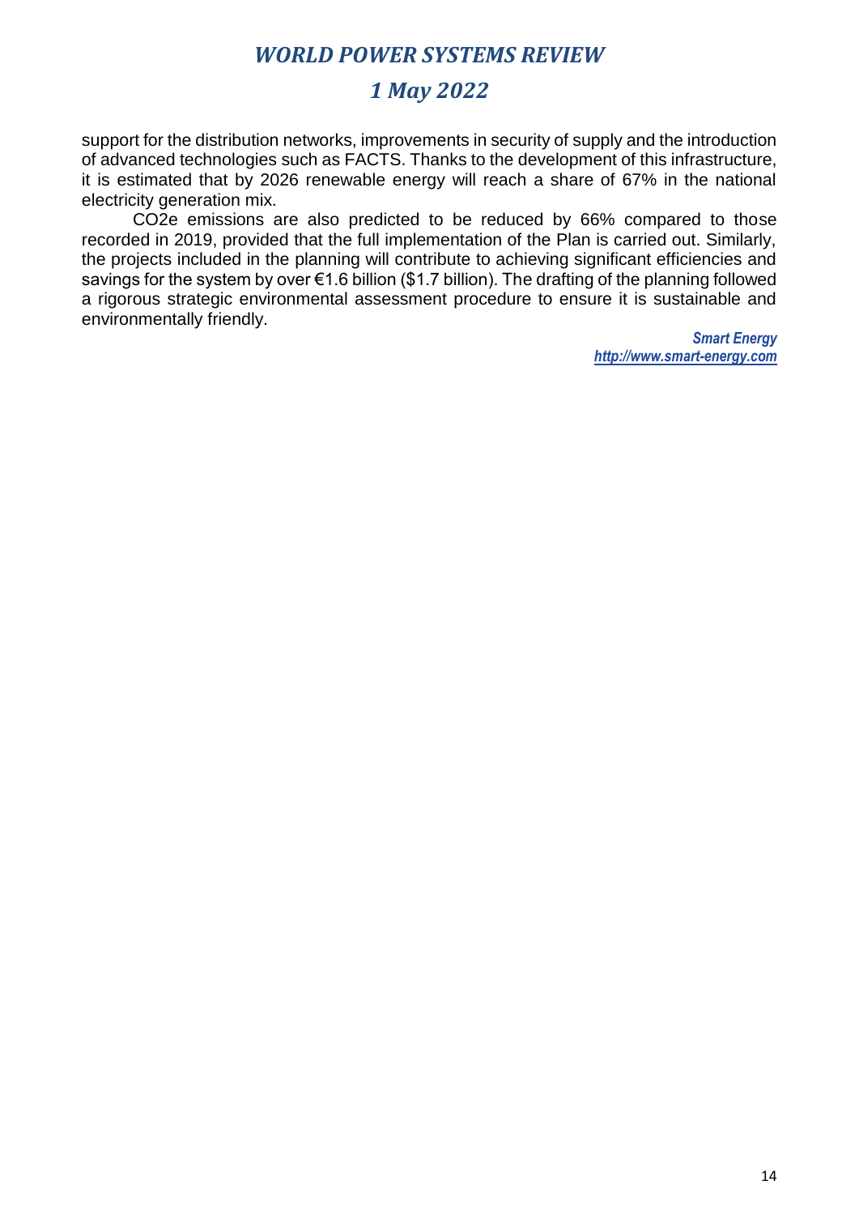support for the distribution networks, improvements in security of supply and the introduction of advanced technologies such as FACTS. Thanks to the development of this infrastructure, it is estimated that by 2026 renewable energy will reach a share of 67% in the national electricity generation mix.

CO2e emissions are also predicted to be reduced by 66% compared to those recorded in 2019, provided that the full implementation of the Plan is carried out. Similarly, the projects included in the planning will contribute to achieving significant efficiencies and savings for the system by over €1.6 billion ($1.7 billion). The drafting of the planning followed a rigorous strategic environmental assessment procedure to ensure it is sustainable and environmentally friendly.

*Smart Energy*
*http://www.smart-energy.com*